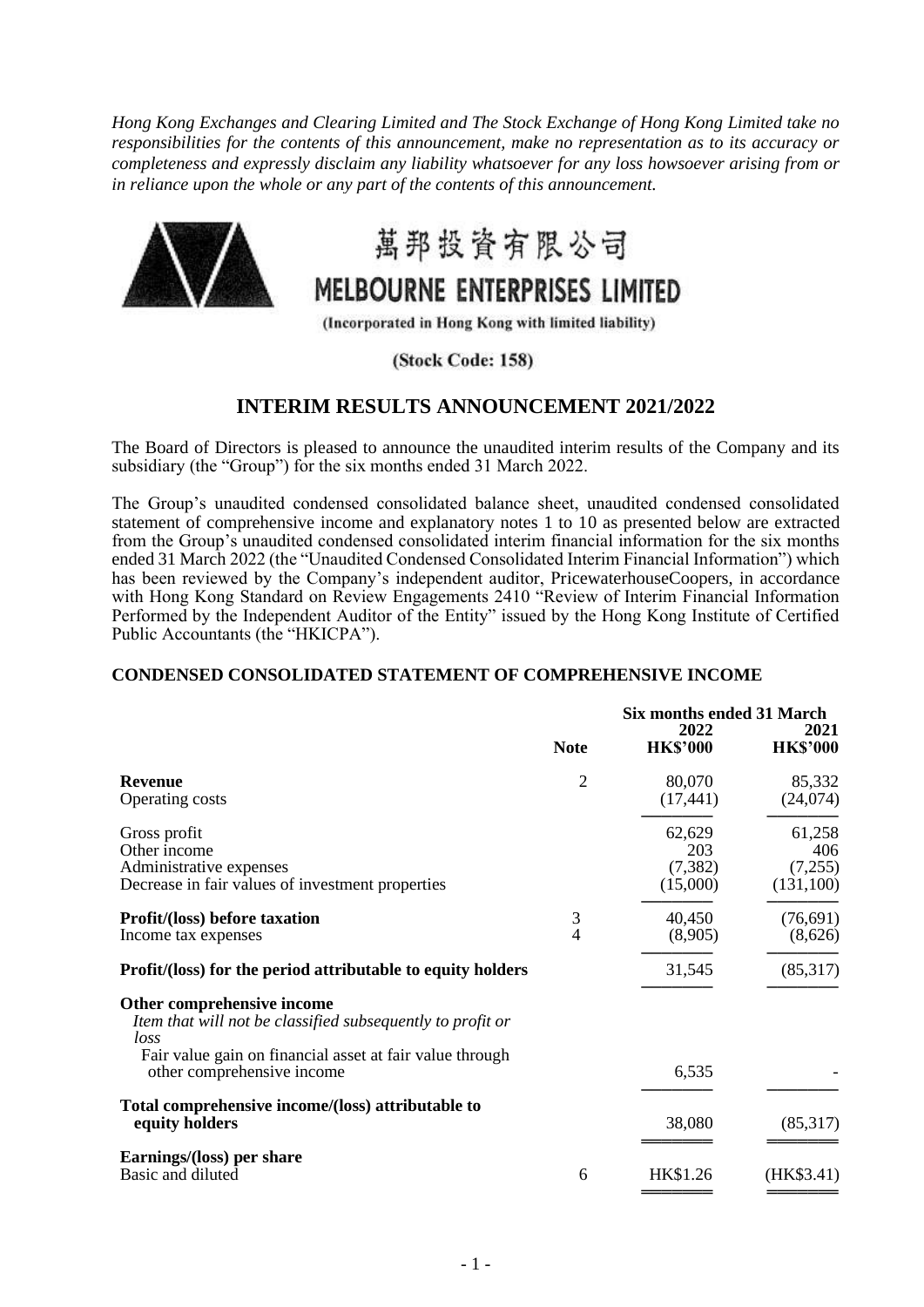*Hong Kong Exchanges and Clearing Limited and The Stock Exchange of Hong Kong Limited take no responsibilities for the contents of this announcement, make no representation as to its accuracy or completeness and expressly disclaim any liability whatsoever for any loss howsoever arising from or in reliance upon the whole or any part of the contents of this announcement.*

# 萬邦投資有限公司
# MELBOURNE ENTERPRISES LIMITED

(Incorporated in Hong Kong with limited liability)

**(Stock Code: 158)**

## INTERIM RESULTS ANNOUNCEMENT 2021/2022

The Board of Directors is pleased to announce the unaudited interim results of the Company and its subsidiary (the "Group") for the six months ended 31 March 2022.

The Group's unaudited condensed consolidated balance sheet, unaudited condensed consolidated statement of comprehensive income and explanatory notes 1 to 10 as presented below are extracted from the Group's unaudited condensed consolidated interim financial information for the six months ended 31 March 2022 (the "Unaudited Condensed Consolidated Interim Financial Information") which has been reviewed by the Company's independent auditor, PricewaterhouseCoopers, in accordance with Hong Kong Standard on Review Engagements 2410 "Review of Interim Financial Information Performed by the Independent Auditor of the Entity" issued by the Hong Kong Institute of Certified Public Accountants (the "HKICPA").

### CONDENSED CONSOLIDATED STATEMENT OF COMPREHENSIVE INCOME

| | Note | Six months ended 31 March 2022 HK$'000 | 2021 HK$'000 |
|---|---|---|---|
| **Revenue** | 2 | 80,070 | 85,332 |
| Operating costs | | (17,441) | (24,074) |
| Gross profit | | 62,629 | 61,258 |
| Other income | | 203 | 406 |
| Administrative expenses | | (7,382) | (7,255) |
| Decrease in fair values of investment properties | | (15,000) | (131,100) |
| **Profit/(loss) before taxation** | 3 | 40,450 | (76,691) |
| Income tax expenses | 4 | (8,905) | (8,626) |
| **Profit/(loss) for the period attributable to equity holders** | | 31,545 | (85,317) |
| **Other comprehensive income** | | | |
| *Item that will not be classified subsequently to profit or loss* | | | |
| Fair value gain on financial asset at fair value through other comprehensive income | | 6,535 | - |
| **Total comprehensive income/(loss) attributable to equity holders** | | 38,080 | (85,317) |
| **Earnings/(loss) per share** | | | |
| Basic and diluted | 6 | HK$1.26 | (HK$3.41) |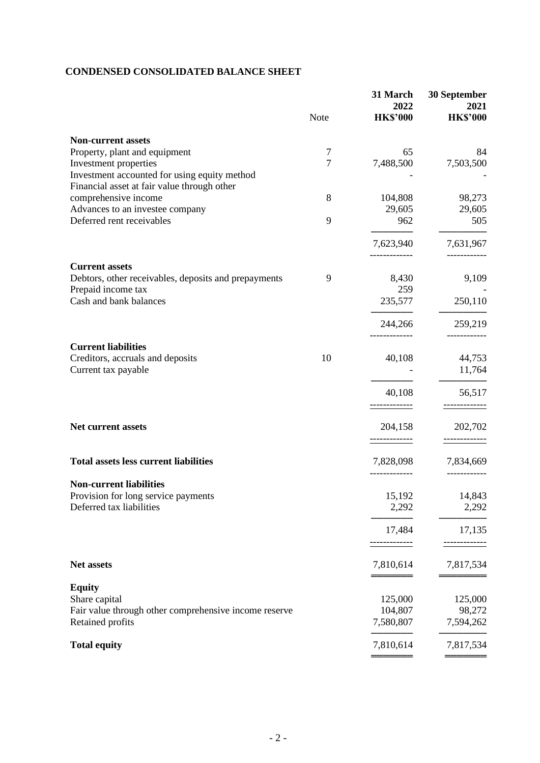## CONDENSED CONSOLIDATED BALANCE SHEET

| | Note | 31 March 2022 HK$'000 | 30 September 2021 HK$'000 |
|---|---|---|---|
| **Non-current assets** | | | |
| Property, plant and equipment | 7 | 65 | 84 |
| Investment properties | 7 | 7,488,500 | 7,503,500 |
| Investment accounted for using equity method | | - | - |
| Financial asset at fair value through other comprehensive income | 8 | 104,808 | 98,273 |
| Advances to an investee company | | 29,605 | 29,605 |
| Deferred rent receivables | 9 | 962 | 505 |
| | | 7,623,940 | 7,631,967 |
| **Current assets** | | | |
| Debtors, other receivables, deposits and prepayments | 9 | 8,430 | 9,109 |
| Prepaid income tax | | 259 | - |
| Cash and bank balances | | 235,577 | 250,110 |
| | | 244,266 | 259,219 |
| **Current liabilities** | | | |
| Creditors, accruals and deposits | 10 | 40,108 | 44,753 |
| Current tax payable | | - | 11,764 |
| | | 40,108 | 56,517 |
| **Net current assets** | | 204,158 | 202,702 |
| **Total assets less current liabilities** | | 7,828,098 | 7,834,669 |
| **Non-current liabilities** | | | |
| Provision for long service payments | | 15,192 | 14,843 |
| Deferred tax liabilities | | 2,292 | 2,292 |
| | | 17,484 | 17,135 |
| **Net assets** | | 7,810,614 | 7,817,534 |
| **Equity** | | | |
| Share capital | | 125,000 | 125,000 |
| Fair value through other comprehensive income reserve | | 104,807 | 98,272 |
| Retained profits | | 7,580,807 | 7,594,262 |
| **Total equity** | | 7,810,614 | 7,817,534 |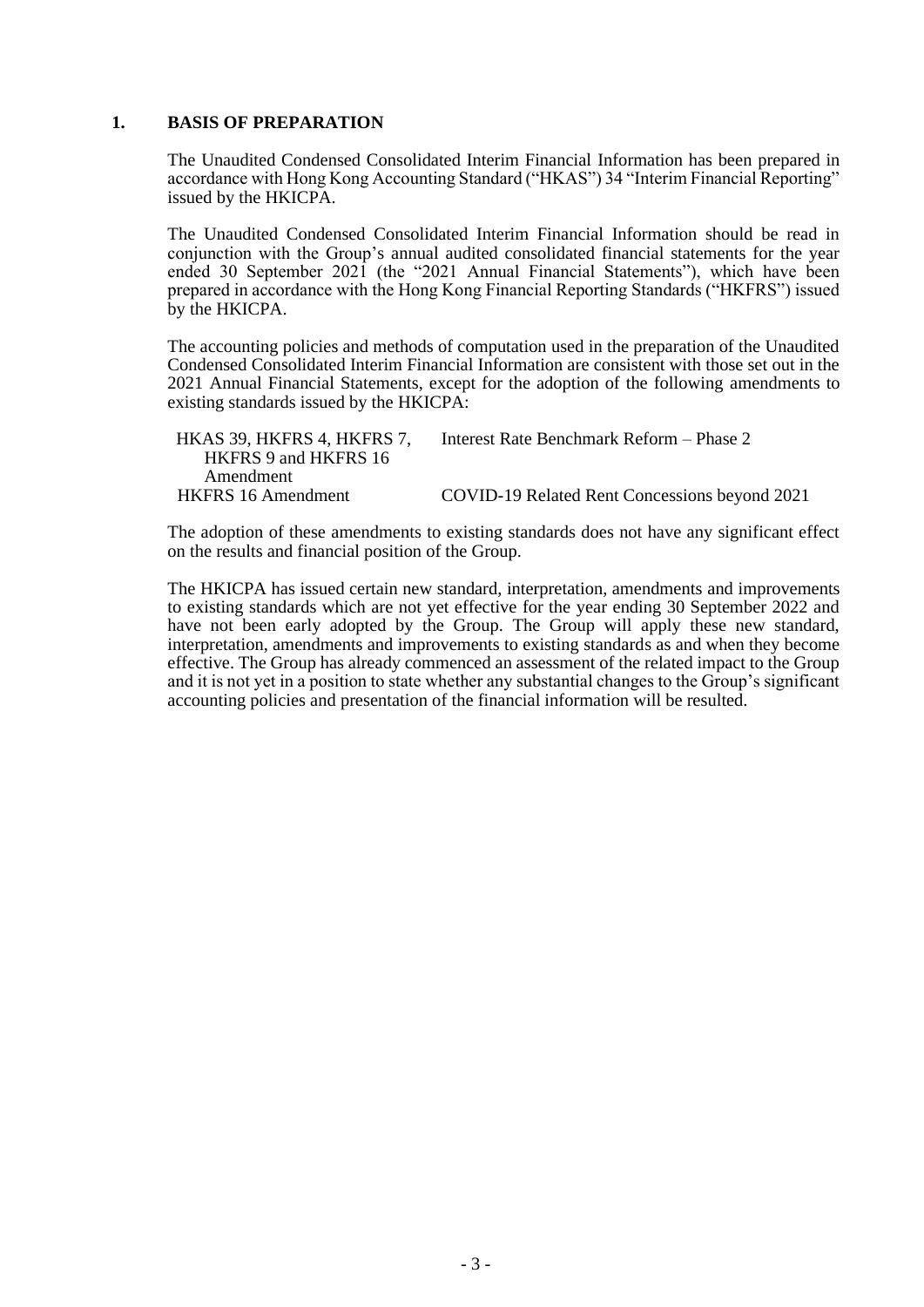## 1. BASIS OF PREPARATION

The Unaudited Condensed Consolidated Interim Financial Information has been prepared in accordance with Hong Kong Accounting Standard ("HKAS") 34 "Interim Financial Reporting" issued by the HKICPA.

The Unaudited Condensed Consolidated Interim Financial Information should be read in conjunction with the Group's annual audited consolidated financial statements for the year ended 30 September 2021 (the "2021 Annual Financial Statements"), which have been prepared in accordance with the Hong Kong Financial Reporting Standards ("HKFRS") issued by the HKICPA.

The accounting policies and methods of computation used in the preparation of the Unaudited Condensed Consolidated Interim Financial Information are consistent with those set out in the 2021 Annual Financial Statements, except for the adoption of the following amendments to existing standards issued by the HKICPA:

| | |
|---|---|
| HKAS 39, HKFRS 4, HKFRS 7, HKFRS 9 and HKFRS 16 Amendment | Interest Rate Benchmark Reform – Phase 2 |
| HKFRS 16 Amendment | COVID-19 Related Rent Concessions beyond 2021 |

The adoption of these amendments to existing standards does not have any significant effect on the results and financial position of the Group.

The HKICPA has issued certain new standard, interpretation, amendments and improvements to existing standards which are not yet effective for the year ending 30 September 2022 and have not been early adopted by the Group. The Group will apply these new standard, interpretation, amendments and improvements to existing standards as and when they become effective. The Group has already commenced an assessment of the related impact to the Group and it is not yet in a position to state whether any substantial changes to the Group's significant accounting policies and presentation of the financial information will be resulted.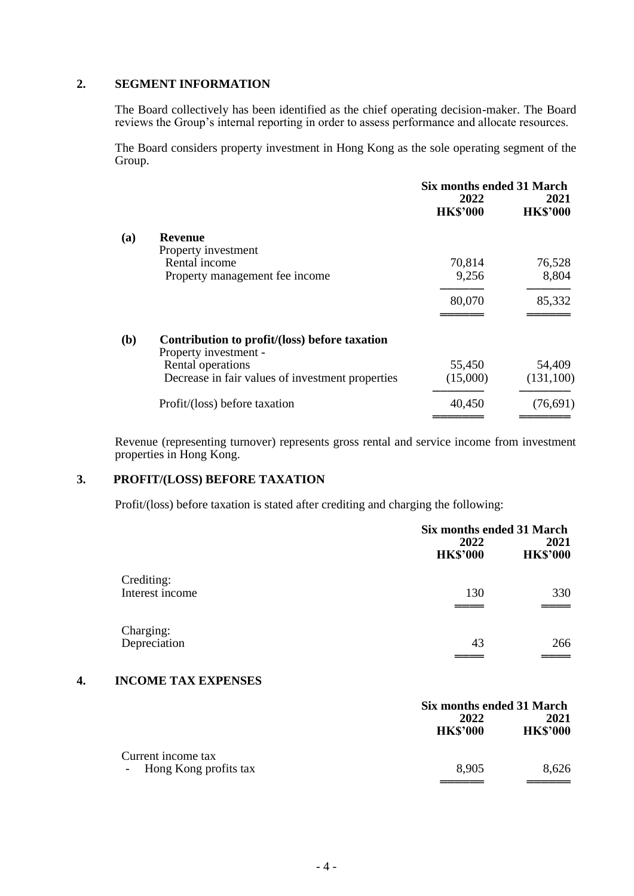## 2. SEGMENT INFORMATION

The Board collectively has been identified as the chief operating decision-maker. The Board reviews the Group's internal reporting in order to assess performance and allocate resources.

The Board considers property investment in Hong Kong as the sole operating segment of the Group.

| | Six months ended 31 March | |
|---|---|---|
| | **2022** | **2021** |
| | **HK$'000** | **HK$'000** |
| **(a) Revenue** | | |
| Property investment | | |
| Rental income | 70,814 | 76,528 |
| Property management fee income | 9,256 | 8,804 |
| | 80,070 | 85,332 |
| **(b) Contribution to profit/(loss) before taxation** | | |
| Property investment - | | |
| Rental operations | 55,450 | 54,409 |
| Decrease in fair values of investment properties | (15,000) | (131,100) |
| Profit/(loss) before taxation | 40,450 | (76,691) |

Revenue (representing turnover) represents gross rental and service income from investment properties in Hong Kong.

## 3. PROFIT/(LOSS) BEFORE TAXATION

Profit/(loss) before taxation is stated after crediting and charging the following:

| | Six months ended 31 March | |
|---|---|---|
| | **2022** | **2021** |
| | **HK$'000** | **HK$'000** |
| Crediting: | | |
| Interest income | 130 | 330 |
| Charging: | | |
| Depreciation | 43 | 266 |

## 4. INCOME TAX EXPENSES

| | Six months ended 31 March | |
|---|---|---|
| | **2022** | **2021** |
| | **HK$'000** | **HK$'000** |
| Current income tax | | |
| - Hong Kong profits tax | 8,905 | 8,626 |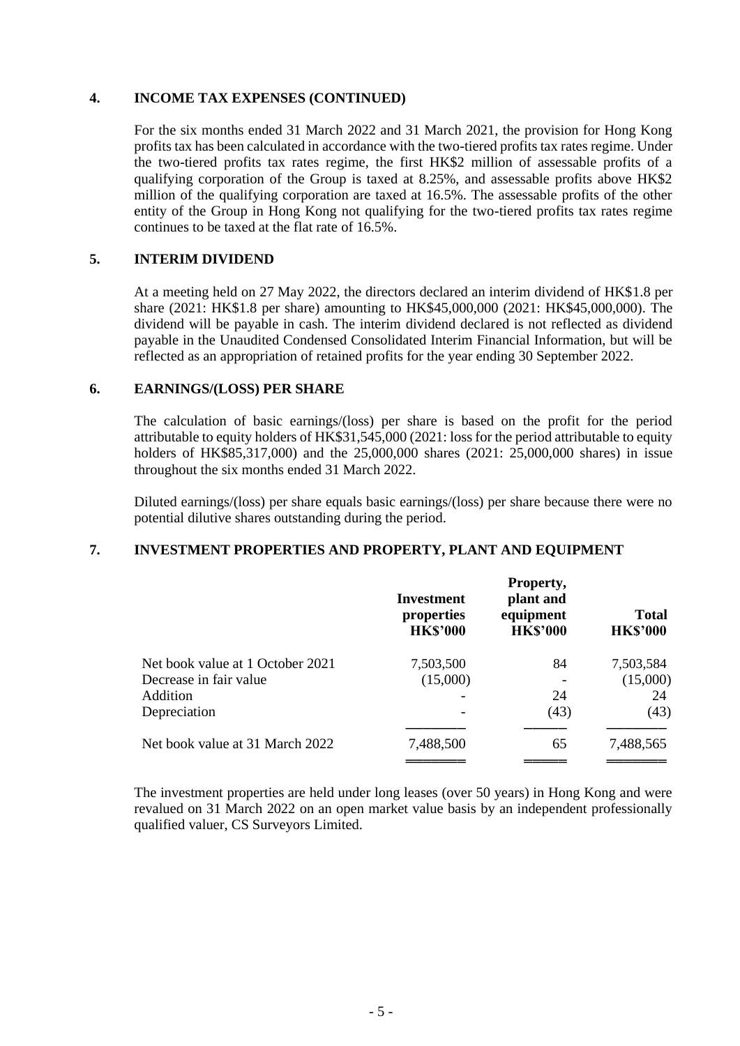## 4. INCOME TAX EXPENSES (CONTINUED)

For the six months ended 31 March 2022 and 31 March 2021, the provision for Hong Kong profits tax has been calculated in accordance with the two-tiered profits tax rates regime. Under the two-tiered profits tax rates regime, the first HK$2 million of assessable profits of a qualifying corporation of the Group is taxed at 8.25%, and assessable profits above HK$2 million of the qualifying corporation are taxed at 16.5%. The assessable profits of the other entity of the Group in Hong Kong not qualifying for the two-tiered profits tax rates regime continues to be taxed at the flat rate of 16.5%.

## 5. INTERIM DIVIDEND

At a meeting held on 27 May 2022, the directors declared an interim dividend of HK$1.8 per share (2021: HK$1.8 per share) amounting to HK$45,000,000 (2021: HK$45,000,000). The dividend will be payable in cash. The interim dividend declared is not reflected as dividend payable in the Unaudited Condensed Consolidated Interim Financial Information, but will be reflected as an appropriation of retained profits for the year ending 30 September 2022.

## 6. EARNINGS/(LOSS) PER SHARE

The calculation of basic earnings/(loss) per share is based on the profit for the period attributable to equity holders of HK$31,545,000 (2021: loss for the period attributable to equity holders of HK$85,317,000) and the 25,000,000 shares (2021: 25,000,000 shares) in issue throughout the six months ended 31 March 2022.

Diluted earnings/(loss) per share equals basic earnings/(loss) per share because there were no potential dilutive shares outstanding during the period.

## 7. INVESTMENT PROPERTIES AND PROPERTY, PLANT AND EQUIPMENT

| | **Investment properties HK$'000** | **Property, plant and equipment HK$'000** | **Total HK$'000** |
|---|---|---|---|
| Net book value at 1 October 2021 | 7,503,500 | 84 | 7,503,584 |
| Decrease in fair value | (15,000) | - | (15,000) |
| Addition | - | 24 | 24 |
| Depreciation | - | (43) | (43) |
| Net book value at 31 March 2022 | 7,488,500 | 65 | 7,488,565 |

The investment properties are held under long leases (over 50 years) in Hong Kong and were revalued on 31 March 2022 on an open market value basis by an independent professionally qualified valuer, CS Surveyors Limited.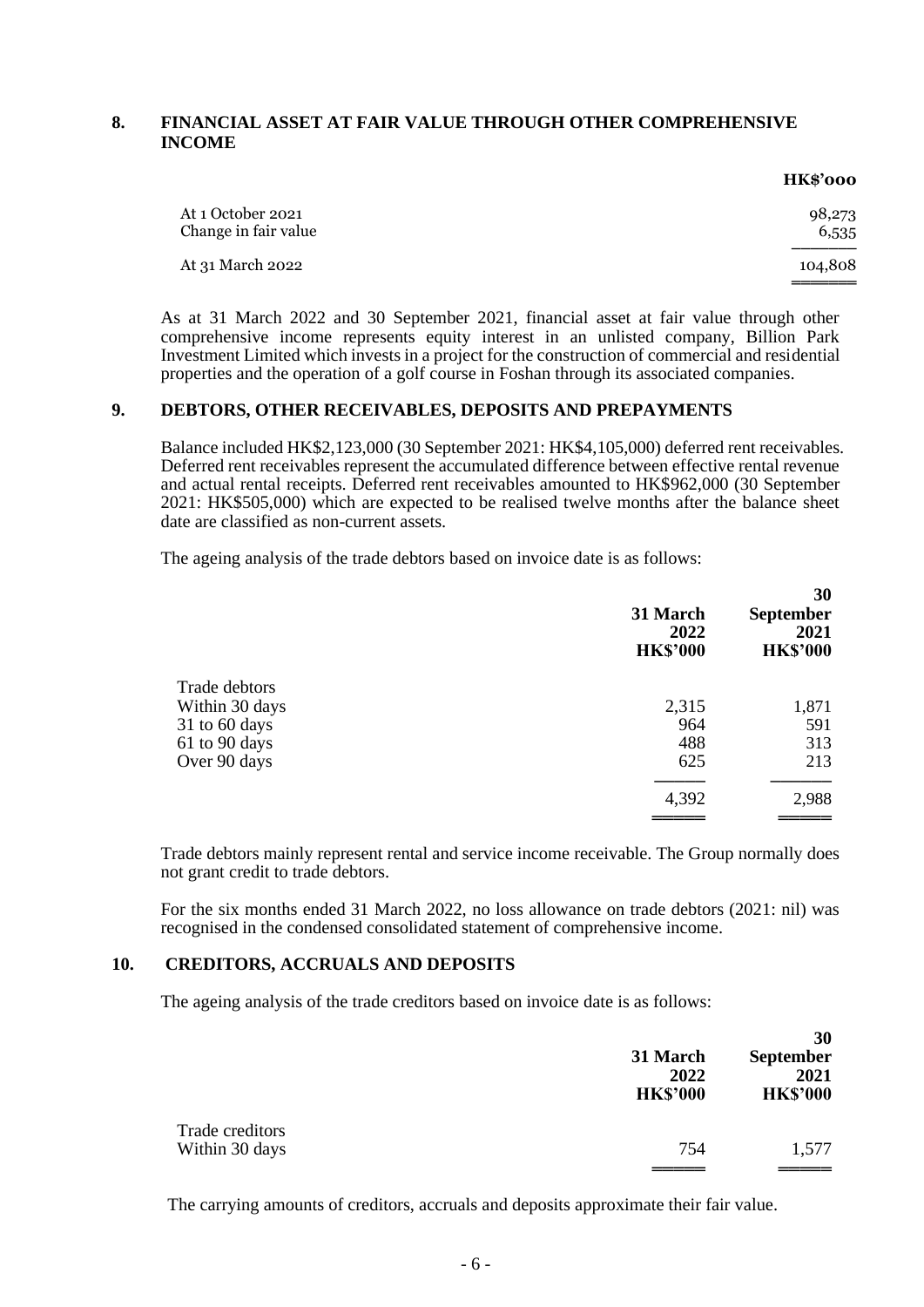## 8. FINANCIAL ASSET AT FAIR VALUE THROUGH OTHER COMPREHENSIVE INCOME

| | HK$'000 |
|---|---|
| At 1 October 2021 | 98,273 |
| Change in fair value | 6,535 |
| At 31 March 2022 | 104,808 |

As at 31 March 2022 and 30 September 2021, financial asset at fair value through other comprehensive income represents equity interest in an unlisted company, Billion Park Investment Limited which invests in a project for the construction of commercial and residential properties and the operation of a golf course in Foshan through its associated companies.

## 9. DEBTORS, OTHER RECEIVABLES, DEPOSITS AND PREPAYMENTS

Balance included HK$2,123,000 (30 September 2021: HK$4,105,000) deferred rent receivables. Deferred rent receivables represent the accumulated difference between effective rental revenue and actual rental receipts. Deferred rent receivables amounted to HK$962,000 (30 September 2021: HK$505,000) which are expected to be realised twelve months after the balance sheet date are classified as non-current assets.

The ageing analysis of the trade debtors based on invoice date is as follows:

| | 31 March 2022 HK$'000 | 30 September 2021 HK$'000 |
|---|---|---|
| Trade debtors | | |
| Within 30 days | 2,315 | 1,871 |
| 31 to 60 days | 964 | 591 |
| 61 to 90 days | 488 | 313 |
| Over 90 days | 625 | 213 |
| | 4,392 | 2,988 |

Trade debtors mainly represent rental and service income receivable. The Group normally does not grant credit to trade debtors.

For the six months ended 31 March 2022, no loss allowance on trade debtors (2021: nil) was recognised in the condensed consolidated statement of comprehensive income.

## 10. CREDITORS, ACCRUALS AND DEPOSITS

The ageing analysis of the trade creditors based on invoice date is as follows:

| | 31 March 2022 HK$'000 | 30 September 2021 HK$'000 |
|---|---|---|
| Trade creditors | | |
| Within 30 days | 754 | 1,577 |

The carrying amounts of creditors, accruals and deposits approximate their fair value.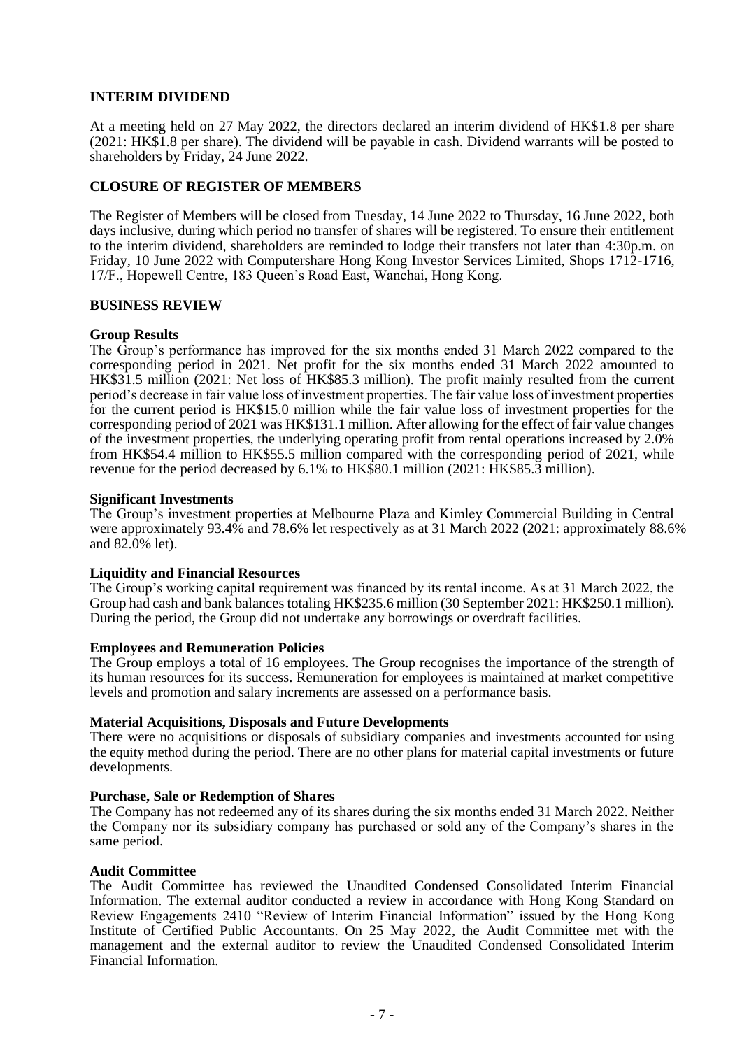## INTERIM DIVIDEND

At a meeting held on 27 May 2022, the directors declared an interim dividend of HK$1.8 per share (2021: HK$1.8 per share). The dividend will be payable in cash. Dividend warrants will be posted to shareholders by Friday, 24 June 2022.

## CLOSURE OF REGISTER OF MEMBERS

The Register of Members will be closed from Tuesday, 14 June 2022 to Thursday, 16 June 2022, both days inclusive, during which period no transfer of shares will be registered. To ensure their entitlement to the interim dividend, shareholders are reminded to lodge their transfers not later than 4:30p.m. on Friday, 10 June 2022 with Computershare Hong Kong Investor Services Limited, Shops 1712-1716, 17/F., Hopewell Centre, 183 Queen's Road East, Wanchai, Hong Kong.

## BUSINESS REVIEW

### Group Results

The Group's performance has improved for the six months ended 31 March 2022 compared to the corresponding period in 2021. Net profit for the six months ended 31 March 2022 amounted to HK$31.5 million (2021: Net loss of HK$85.3 million). The profit mainly resulted from the current period's decrease in fair value loss of investment properties. The fair value loss of investment properties for the current period is HK$15.0 million while the fair value loss of investment properties for the corresponding period of 2021 was HK$131.1 million. After allowing for the effect of fair value changes of the investment properties, the underlying operating profit from rental operations increased by 2.0% from HK$54.4 million to HK$55.5 million compared with the corresponding period of 2021, while revenue for the period decreased by 6.1% to HK$80.1 million (2021: HK$85.3 million).

### Significant Investments

The Group's investment properties at Melbourne Plaza and Kimley Commercial Building in Central were approximately 93.4% and 78.6% let respectively as at 31 March 2022 (2021: approximately 88.6% and 82.0% let).

### Liquidity and Financial Resources

The Group's working capital requirement was financed by its rental income. As at 31 March 2022, the Group had cash and bank balances totaling HK$235.6 million (30 September 2021: HK$250.1 million). During the period, the Group did not undertake any borrowings or overdraft facilities.

### Employees and Remuneration Policies

The Group employs a total of 16 employees. The Group recognises the importance of the strength of its human resources for its success. Remuneration for employees is maintained at market competitive levels and promotion and salary increments are assessed on a performance basis.

### Material Acquisitions, Disposals and Future Developments

There were no acquisitions or disposals of subsidiary companies and investments accounted for using the equity method during the period. There are no other plans for material capital investments or future developments.

### Purchase, Sale or Redemption of Shares

The Company has not redeemed any of its shares during the six months ended 31 March 2022. Neither the Company nor its subsidiary company has purchased or sold any of the Company's shares in the same period.

### Audit Committee

The Audit Committee has reviewed the Unaudited Condensed Consolidated Interim Financial Information. The external auditor conducted a review in accordance with Hong Kong Standard on Review Engagements 2410 "Review of Interim Financial Information" issued by the Hong Kong Institute of Certified Public Accountants. On 25 May 2022, the Audit Committee met with the management and the external auditor to review the Unaudited Condensed Consolidated Interim Financial Information.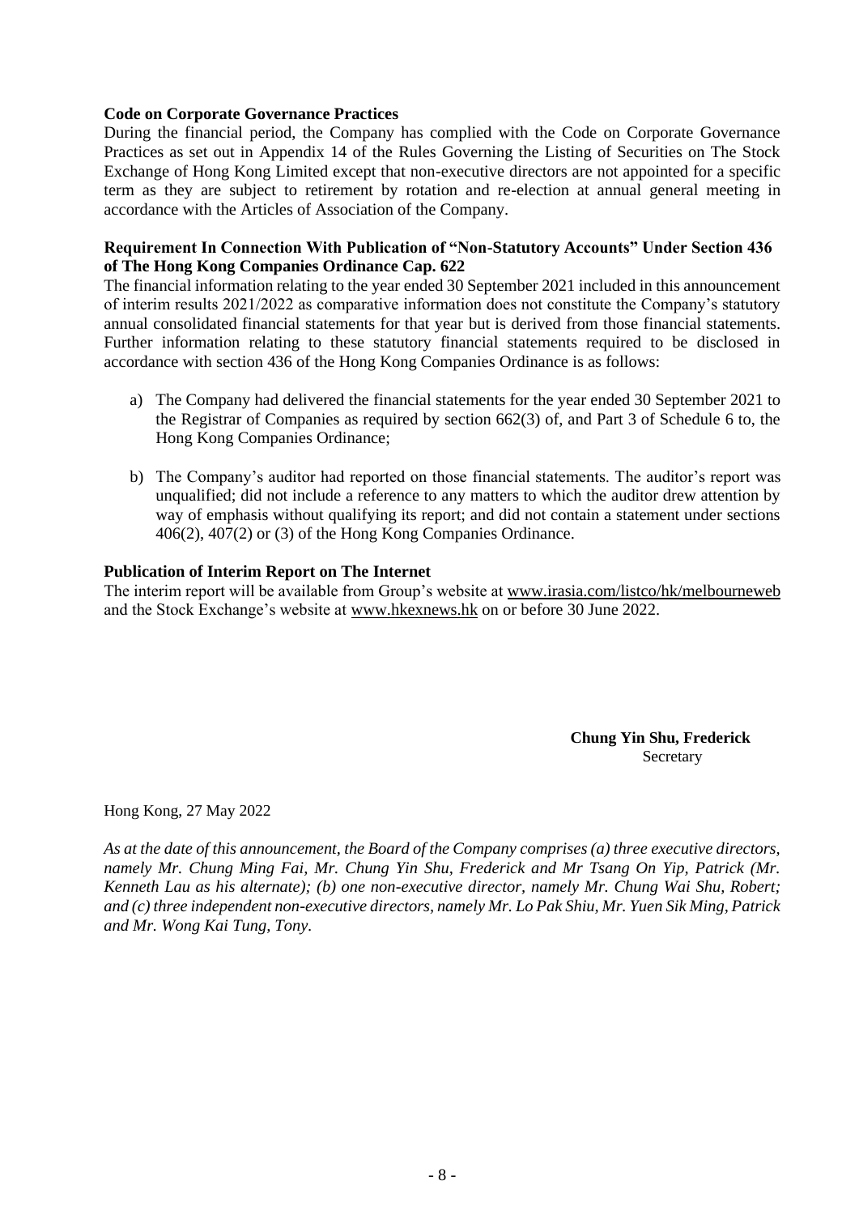**Code on Corporate Governance Practices**

During the financial period, the Company has complied with the Code on Corporate Governance Practices as set out in Appendix 14 of the Rules Governing the Listing of Securities on The Stock Exchange of Hong Kong Limited except that non-executive directors are not appointed for a specific term as they are subject to retirement by rotation and re-election at annual general meeting in accordance with the Articles of Association of the Company.

**Requirement In Connection With Publication of "Non-Statutory Accounts" Under Section 436 of The Hong Kong Companies Ordinance Cap. 622**

The financial information relating to the year ended 30 September 2021 included in this announcement of interim results 2021/2022 as comparative information does not constitute the Company's statutory annual consolidated financial statements for that year but is derived from those financial statements. Further information relating to these statutory financial statements required to be disclosed in accordance with section 436 of the Hong Kong Companies Ordinance is as follows:

a) The Company had delivered the financial statements for the year ended 30 September 2021 to the Registrar of Companies as required by section 662(3) of, and Part 3 of Schedule 6 to, the Hong Kong Companies Ordinance;

b) The Company's auditor had reported on those financial statements. The auditor's report was unqualified; did not include a reference to any matters to which the auditor drew attention by way of emphasis without qualifying its report; and did not contain a statement under sections 406(2), 407(2) or (3) of the Hong Kong Companies Ordinance.

**Publication of Interim Report on The Internet**

The interim report will be available from Group's website at www.irasia.com/listco/hk/melbourneweb and the Stock Exchange's website at www.hkexnews.hk on or before 30 June 2022.

**Chung Yin Shu, Frederick**
Secretary

Hong Kong, 27 May 2022

*As at the date of this announcement, the Board of the Company comprises (a) three executive directors, namely Mr. Chung Ming Fai, Mr. Chung Yin Shu, Frederick and Mr Tsang On Yip, Patrick (Mr. Kenneth Lau as his alternate); (b) one non-executive director, namely Mr. Chung Wai Shu, Robert; and (c) three independent non-executive directors, namely Mr. Lo Pak Shiu, Mr. Yuen Sik Ming, Patrick and Mr. Wong Kai Tung, Tony.*